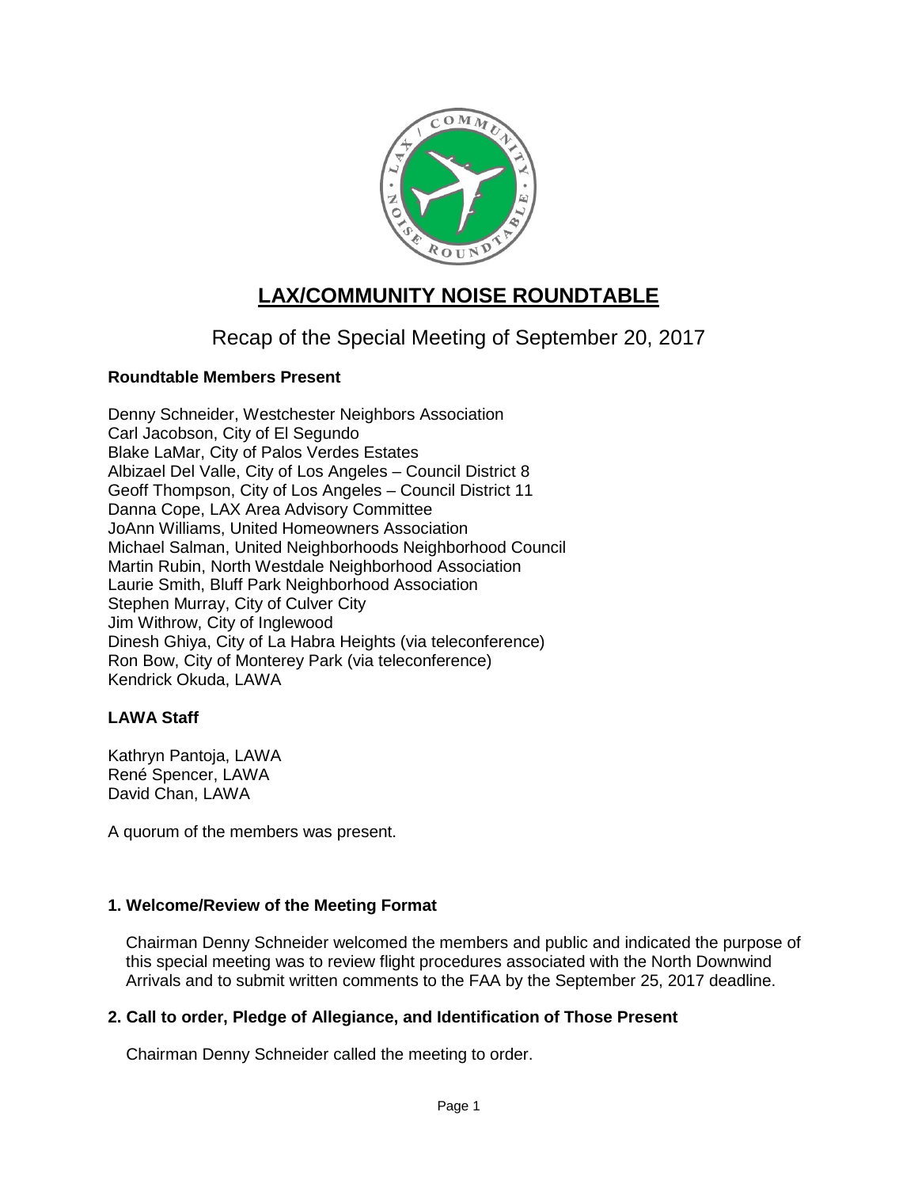# LAX/COMMUNITY NOISE ROUNDTABLE

## Recap of the Special Meeting of September 20, 2017

**Roundtable Members Present**

Denny Schneider, Westchester Neighbors Association
Carl Jacobson, City of El Segundo
Blake LaMar, City of Palos Verdes Estates
Albizael Del Valle, City of Los Angeles – Council District 8
Geoff Thompson, City of Los Angeles – Council District 11
Danna Cope, LAX Area Advisory Committee
JoAnn Williams, United Homeowners Association
Michael Salman, United Neighborhoods Neighborhood Council
Martin Rubin, North Westdale Neighborhood Association
Laurie Smith, Bluff Park Neighborhood Association
Stephen Murray, City of Culver City
Jim Withrow, City of Inglewood
Dinesh Ghiya, City of La Habra Heights (via teleconference)
Ron Bow, City of Monterey Park (via teleconference)
Kendrick Okuda, LAWA

**LAWA Staff**

Kathryn Pantoja, LAWA
René Spencer, LAWA
David Chan, LAWA

A quorum of the members was present.

### 1. Welcome/Review of the Meeting Format

Chairman Denny Schneider welcomed the members and public and indicated the purpose of this special meeting was to review flight procedures associated with the North Downwind Arrivals and to submit written comments to the FAA by the September 25, 2017 deadline.

### 2. Call to order, Pledge of Allegiance, and Identification of Those Present

Chairman Denny Schneider called the meeting to order.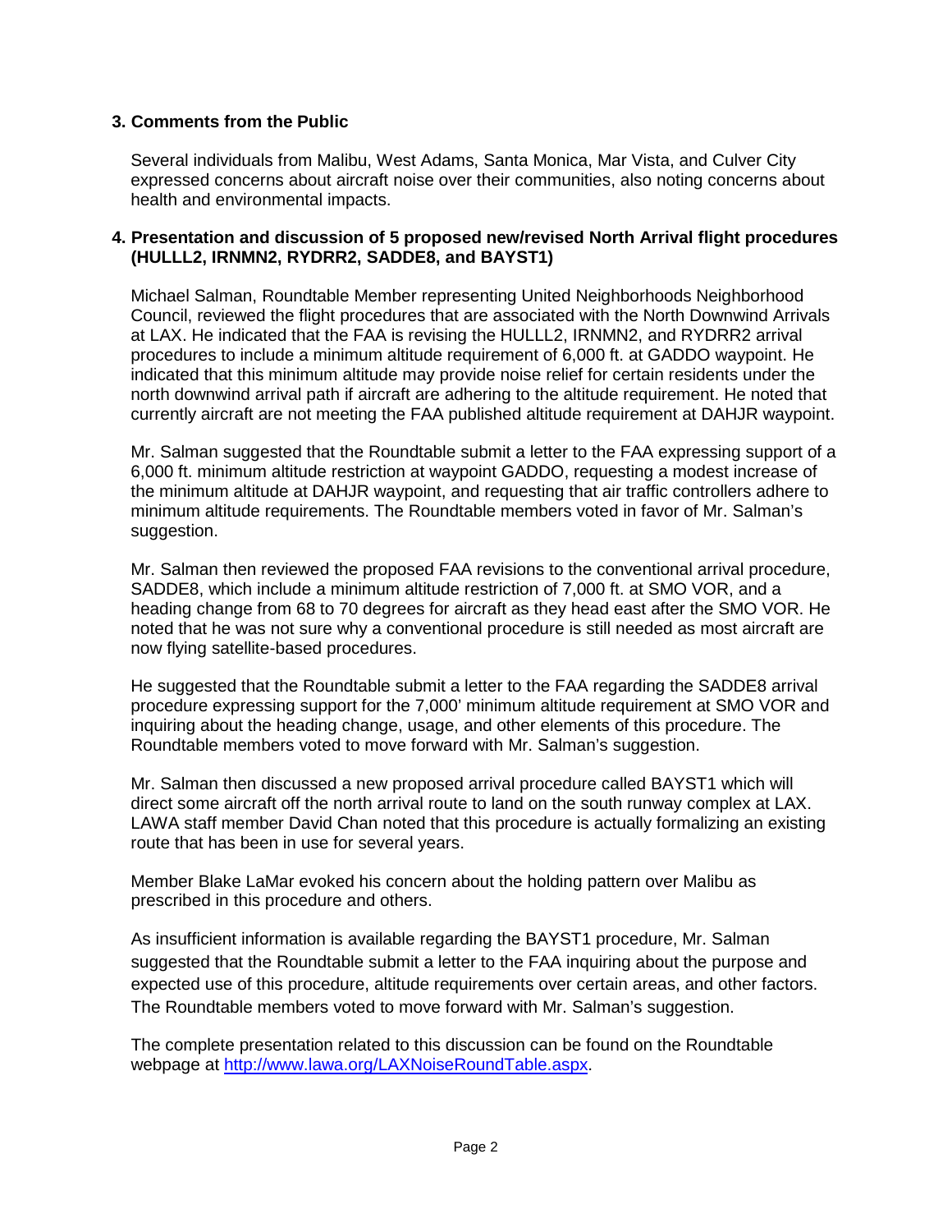## 3. Comments from the Public

Several individuals from Malibu, West Adams, Santa Monica, Mar Vista, and Culver City expressed concerns about aircraft noise over their communities, also noting concerns about health and environmental impacts.

## 4. Presentation and discussion of 5 proposed new/revised North Arrival flight procedures (HULLL2, IRNMN2, RYDRR2, SADDE8, and BAYST1)

Michael Salman, Roundtable Member representing United Neighborhoods Neighborhood Council, reviewed the flight procedures that are associated with the North Downwind Arrivals at LAX. He indicated that the FAA is revising the HULLL2, IRNMN2, and RYDRR2 arrival procedures to include a minimum altitude requirement of 6,000 ft. at GADDO waypoint. He indicated that this minimum altitude may provide noise relief for certain residents under the north downwind arrival path if aircraft are adhering to the altitude requirement. He noted that currently aircraft are not meeting the FAA published altitude requirement at DAHJR waypoint.

Mr. Salman suggested that the Roundtable submit a letter to the FAA expressing support of a 6,000 ft. minimum altitude restriction at waypoint GADDO, requesting a modest increase of the minimum altitude at DAHJR waypoint, and requesting that air traffic controllers adhere to minimum altitude requirements. The Roundtable members voted in favor of Mr. Salman's suggestion.

Mr. Salman then reviewed the proposed FAA revisions to the conventional arrival procedure, SADDE8, which include a minimum altitude restriction of 7,000 ft. at SMO VOR, and a heading change from 68 to 70 degrees for aircraft as they head east after the SMO VOR. He noted that he was not sure why a conventional procedure is still needed as most aircraft are now flying satellite-based procedures.

He suggested that the Roundtable submit a letter to the FAA regarding the SADDE8 arrival procedure expressing support for the 7,000' minimum altitude requirement at SMO VOR and inquiring about the heading change, usage, and other elements of this procedure. The Roundtable members voted to move forward with Mr. Salman's suggestion.

Mr. Salman then discussed a new proposed arrival procedure called BAYST1 which will direct some aircraft off the north arrival route to land on the south runway complex at LAX. LAWA staff member David Chan noted that this procedure is actually formalizing an existing route that has been in use for several years.

Member Blake LaMar evoked his concern about the holding pattern over Malibu as prescribed in this procedure and others.

As insufficient information is available regarding the BAYST1 procedure, Mr. Salman suggested that the Roundtable submit a letter to the FAA inquiring about the purpose and expected use of this procedure, altitude requirements over certain areas, and other factors. The Roundtable members voted to move forward with Mr. Salman's suggestion.

The complete presentation related to this discussion can be found on the Roundtable webpage at http://www.lawa.org/LAXNoiseRoundTable.aspx.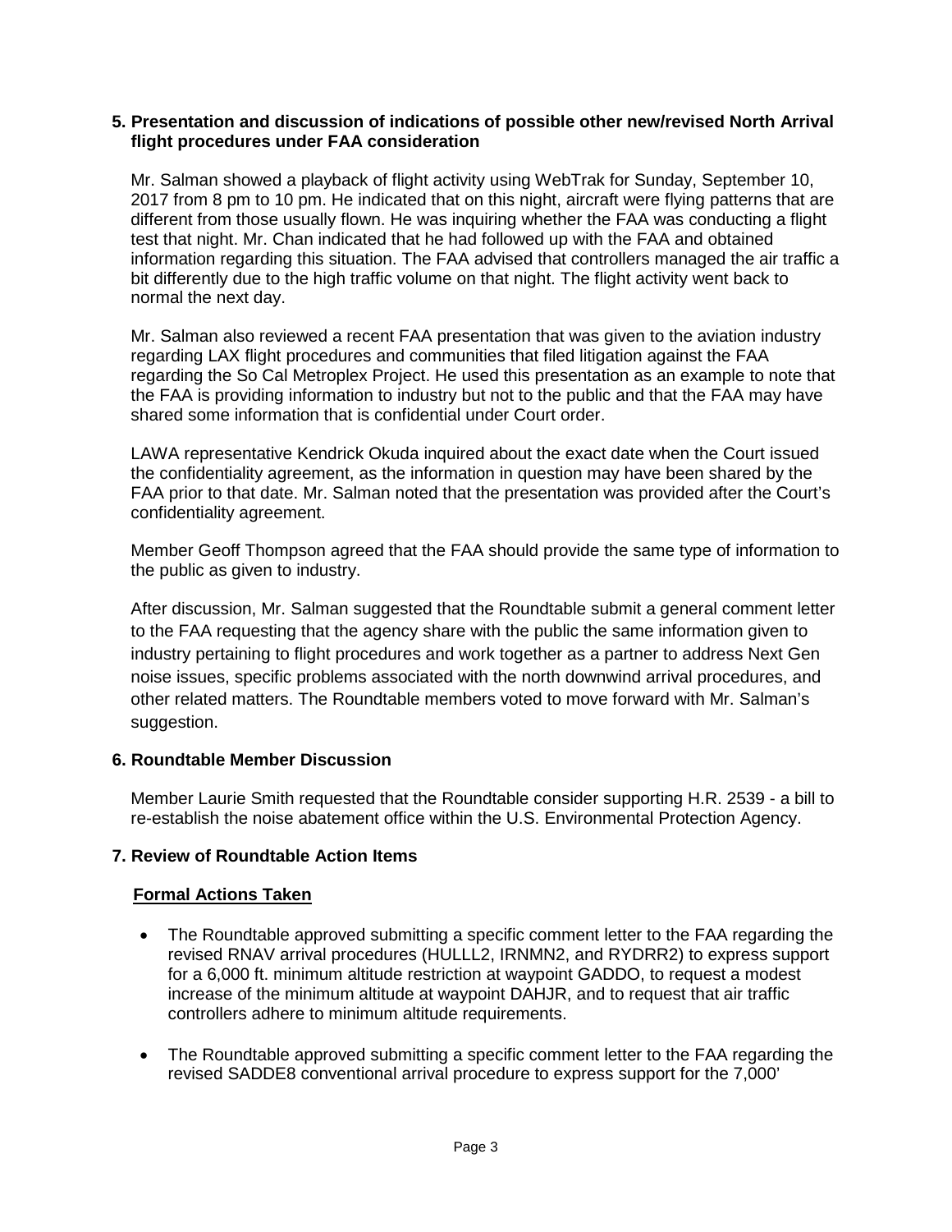**5. Presentation and discussion of indications of possible other new/revised North Arrival flight procedures under FAA consideration**

Mr. Salman showed a playback of flight activity using WebTrak for Sunday, September 10, 2017 from 8 pm to 10 pm. He indicated that on this night, aircraft were flying patterns that are different from those usually flown. He was inquiring whether the FAA was conducting a flight test that night. Mr. Chan indicated that he had followed up with the FAA and obtained information regarding this situation. The FAA advised that controllers managed the air traffic a bit differently due to the high traffic volume on that night. The flight activity went back to normal the next day.

Mr. Salman also reviewed a recent FAA presentation that was given to the aviation industry regarding LAX flight procedures and communities that filed litigation against the FAA regarding the So Cal Metroplex Project. He used this presentation as an example to note that the FAA is providing information to industry but not to the public and that the FAA may have shared some information that is confidential under Court order.

LAWA representative Kendrick Okuda inquired about the exact date when the Court issued the confidentiality agreement, as the information in question may have been shared by the FAA prior to that date. Mr. Salman noted that the presentation was provided after the Court's confidentiality agreement.

Member Geoff Thompson agreed that the FAA should provide the same type of information to the public as given to industry.

After discussion, Mr. Salman suggested that the Roundtable submit a general comment letter to the FAA requesting that the agency share with the public the same information given to industry pertaining to flight procedures and work together as a partner to address Next Gen noise issues, specific problems associated with the north downwind arrival procedures, and other related matters. The Roundtable members voted to move forward with Mr. Salman's suggestion.

**6. Roundtable Member Discussion**

Member Laurie Smith requested that the Roundtable consider supporting H.R. 2539 - a bill to re-establish the noise abatement office within the U.S. Environmental Protection Agency.

**7. Review of Roundtable Action Items**

**Formal Actions Taken**

- The Roundtable approved submitting a specific comment letter to the FAA regarding the revised RNAV arrival procedures (HULLL2, IRNMN2, and RYDRR2) to express support for a 6,000 ft. minimum altitude restriction at waypoint GADDO, to request a modest increase of the minimum altitude at waypoint DAHJR, and to request that air traffic controllers adhere to minimum altitude requirements.

- The Roundtable approved submitting a specific comment letter to the FAA regarding the revised SADDE8 conventional arrival procedure to express support for the 7,000'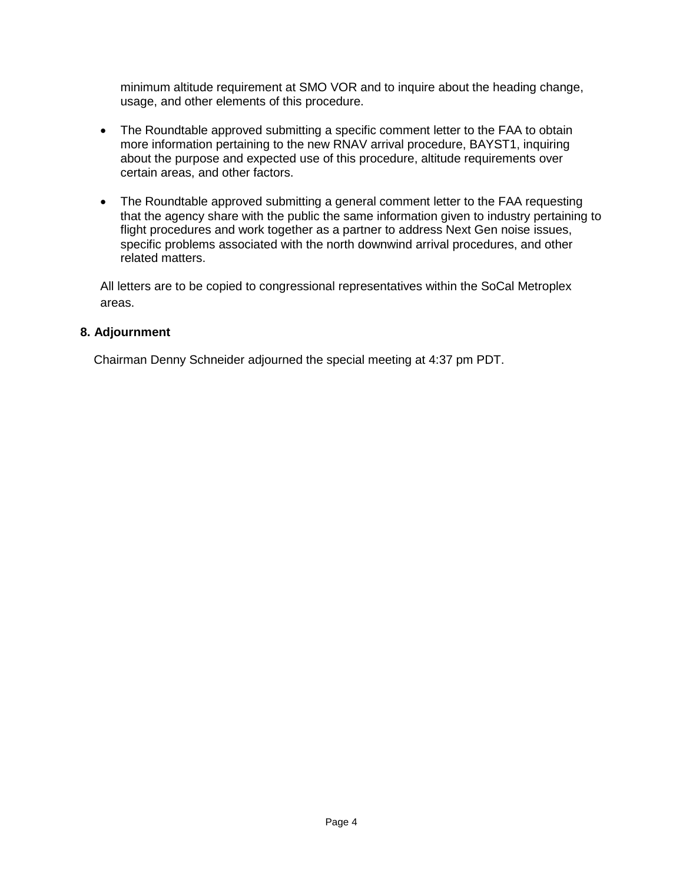minimum altitude requirement at SMO VOR and to inquire about the heading change, usage, and other elements of this procedure.

- The Roundtable approved submitting a specific comment letter to the FAA to obtain more information pertaining to the new RNAV arrival procedure, BAYST1, inquiring about the purpose and expected use of this procedure, altitude requirements over certain areas, and other factors.

- The Roundtable approved submitting a general comment letter to the FAA requesting that the agency share with the public the same information given to industry pertaining to flight procedures and work together as a partner to address Next Gen noise issues, specific problems associated with the north downwind arrival procedures, and other related matters.

All letters are to be copied to congressional representatives within the SoCal Metroplex areas.

**8. Adjournment**

Chairman Denny Schneider adjourned the special meeting at 4:37 pm PDT.